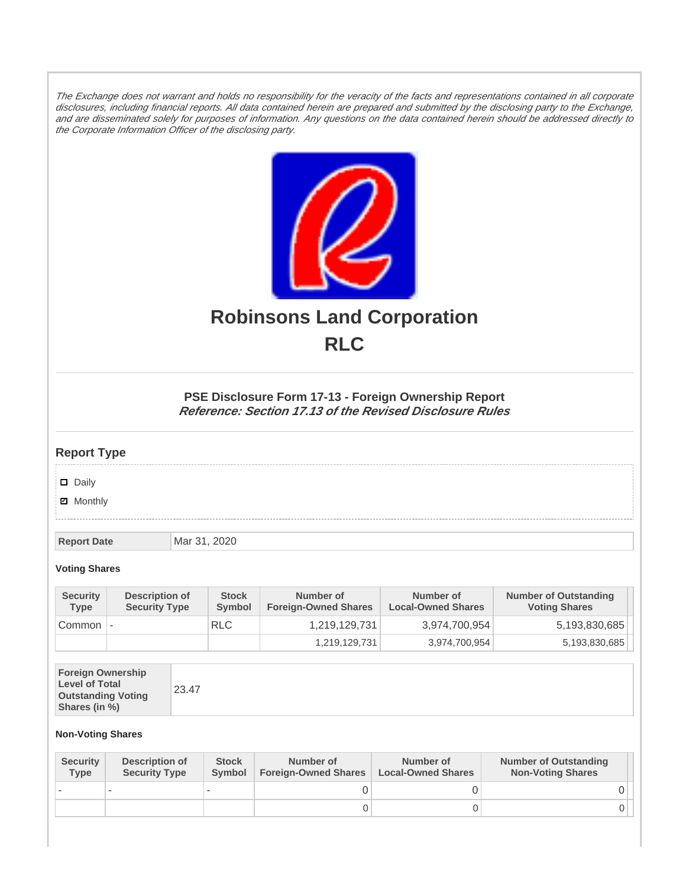*The Exchange does not warrant and holds no responsibility for the veracity of the facts and representations contained in all corporate disclosures, including financial reports. All data contained herein are prepared and submitted by the disclosing party to the Exchange, and are disseminated solely for purposes of information. Any questions on the data contained herein should be addressed directly to the Corporate Information Officer of the disclosing party.*

# Robinsons Land Corporation
# RLC

### PSE Disclosure Form 17-13 - Foreign Ownership Report
***Reference: Section 17.13 of the Revised Disclosure Rules***

## Report Type

- ☐ Daily
- ☑ Monthly

| Report Date | Mar 31, 2020 |
|---|---|

#### Voting Shares

| Security Type | Description of Security Type | Stock Symbol | Number of Foreign-Owned Shares | Number of Local-Owned Shares | Number of Outstanding Voting Shares |
|---|---|---|---|---|---|
| Common | - | RLC | 1,219,129,731 | 3,974,700,954 | 5,193,830,685 |
| | | | 1,219,129,731 | 3,974,700,954 | 5,193,830,685 |

| Foreign Ownership Level of Total Outstanding Voting Shares (in %) | 23.47 |
|---|---|

#### Non-Voting Shares

| Security Type | Description of Security Type | Stock Symbol | Number of Foreign-Owned Shares | Number of Local-Owned Shares | Number of Outstanding Non-Voting Shares |
|---|---|---|---|---|---|
| - | - | - | 0 | 0 | 0 |
| | | | 0 | 0 | 0 |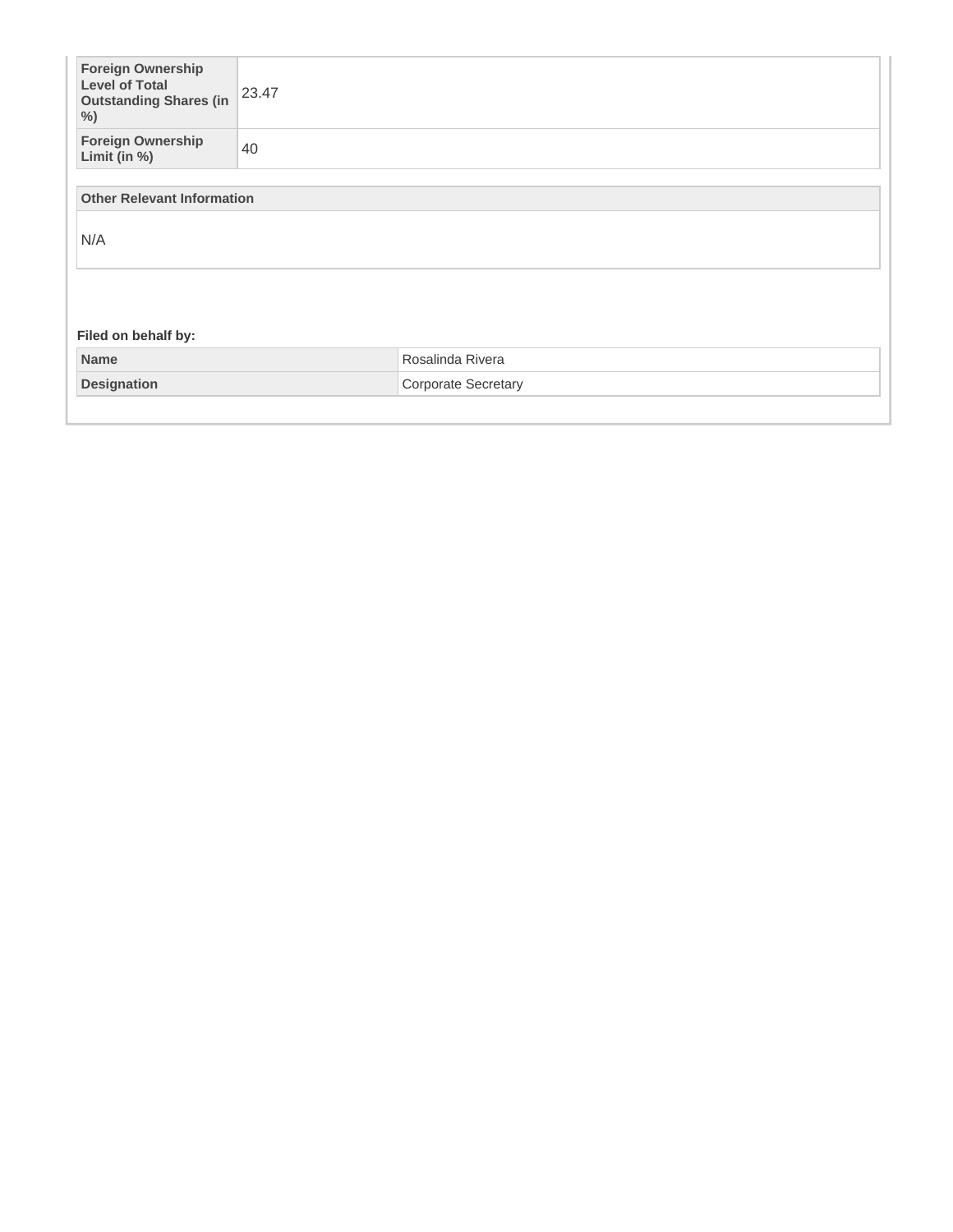| | |
|---|---|
| **Foreign Ownership Level of Total Outstanding Shares (in %)** | 23.47 |
| **Foreign Ownership Limit (in %)** | 40 |

| **Other Relevant Information** |
|---|
| N/A |

**Filed on behalf by:**

| | |
|---|---|
| **Name** | Rosalinda Rivera |
| **Designation** | Corporate Secretary |